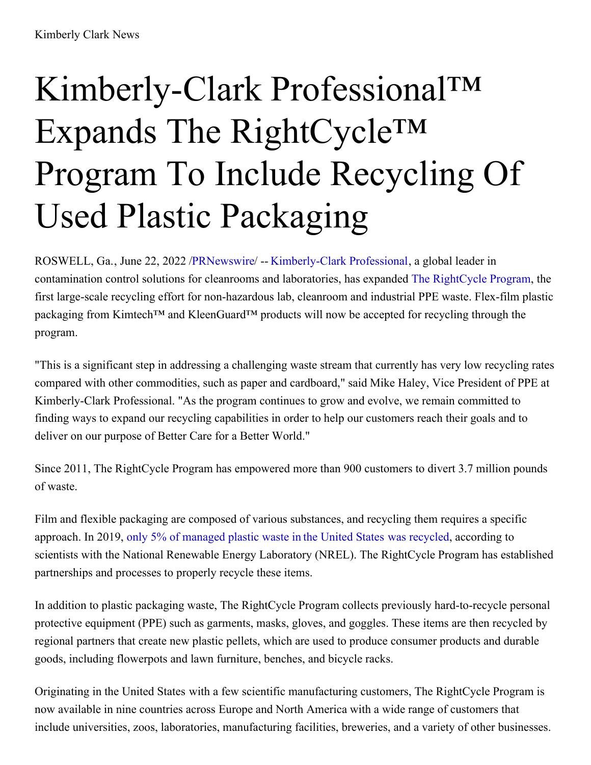Kimberly Clark News

# Kimberly-Clark Professional™ Expands The RightCycle™ Program To Include Recycling Of Used Plastic Packaging

ROSWELL, Ga., June 22, 2022 /PRNewswire/ -- Kimberly-Clark Professional, a global leader in contamination control solutions for cleanrooms and laboratories, has expanded The RightCycle Program, the first large-scale recycling effort for non-hazardous lab, cleanroom and industrial PPE waste. Flex-film plastic packaging from Kimtech™ and KleenGuard™ products will now be accepted for recycling through the program.

"This is a significant step in addressing a challenging waste stream that currently has very low recycling rates compared with other commodities, such as paper and cardboard," said Mike Haley, Vice President of PPE at Kimberly-Clark Professional. "As the program continues to grow and evolve, we remain committed to finding ways to expand our recycling capabilities in order to help our customers reach their goals and to deliver on our purpose of Better Care for a Better World."

Since 2011, The RightCycle Program has empowered more than 900 customers to divert 3.7 million pounds of waste.

Film and flexible packaging are composed of various substances, and recycling them requires a specific approach. In 2019, only 5% of managed plastic waste in the United States was recycled, according to scientists with the National Renewable Energy Laboratory (NREL). The RightCycle Program has established partnerships and processes to properly recycle these items.

In addition to plastic packaging waste, The RightCycle Program collects previously hard-to-recycle personal protective equipment (PPE) such as garments, masks, gloves, and goggles. These items are then recycled by regional partners that create new plastic pellets, which are used to produce consumer products and durable goods, including flowerpots and lawn furniture, benches, and bicycle racks.

Originating in the United States with a few scientific manufacturing customers, The RightCycle Program is now available in nine countries across Europe and North America with a wide range of customers that include universities, zoos, laboratories, manufacturing facilities, breweries, and a variety of other businesses.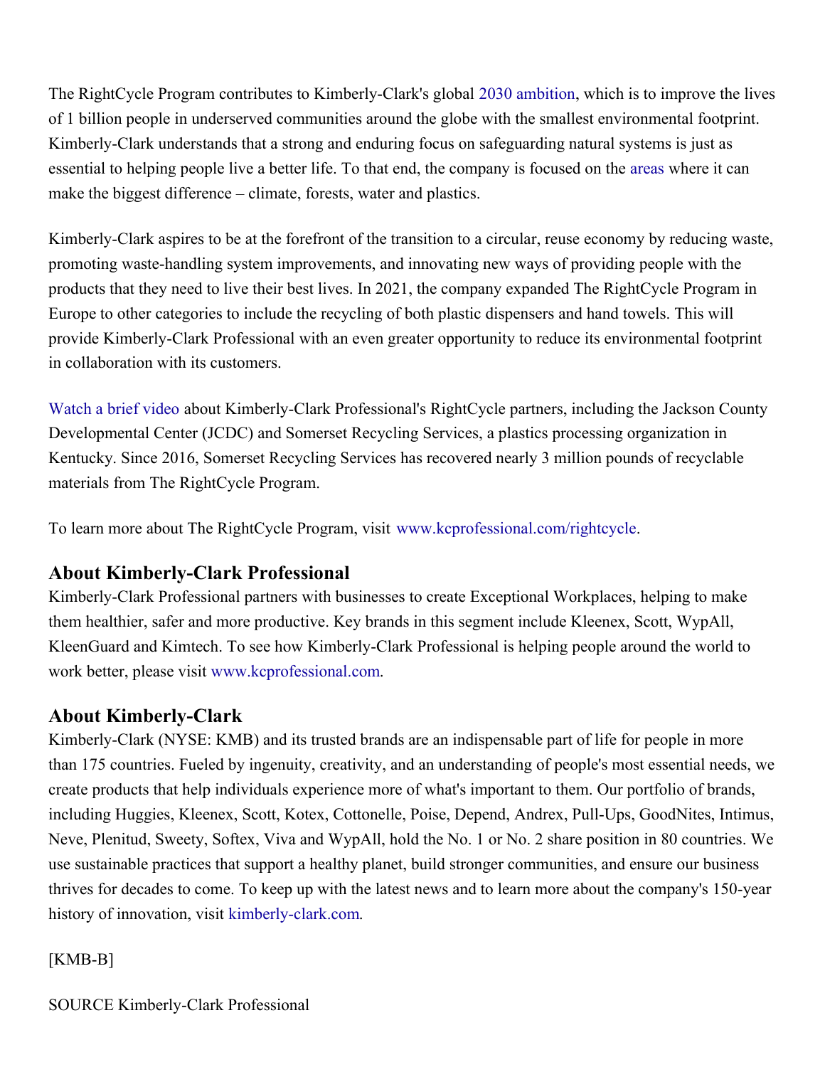The RightCycle Program contributes to Kimberly-Clark's global 2030 ambition, which is to improve the lives of 1 billion people in underserved communities around the globe with the smallest environmental footprint. Kimberly-Clark understands that a strong and enduring focus on safeguarding natural systems is just as essential to helping people live a better life. To that end, the company is focused on the areas where it can make the biggest difference – climate, forests, water and plastics.

Kimberly-Clark aspires to be at the forefront of the transition to a circular, reuse economy by reducing waste, promoting waste-handling system improvements, and innovating new ways of providing people with the products that they need to live their best lives. In 2021, the company expanded The RightCycle Program in Europe to other categories to include the recycling of both plastic dispensers and hand towels. This will provide Kimberly-Clark Professional with an even greater opportunity to reduce its environmental footprint in collaboration with its customers.

Watch a brief video about Kimberly-Clark Professional's RightCycle partners, including the Jackson County Developmental Center (JCDC) and Somerset Recycling Services, a plastics processing organization in Kentucky. Since 2016, Somerset Recycling Services has recovered nearly 3 million pounds of recyclable materials from The RightCycle Program.

To learn more about The RightCycle Program, visit www.kcprofessional.com/rightcycle.

## About Kimberly-Clark Professional

Kimberly-Clark Professional partners with businesses to create Exceptional Workplaces, helping to make them healthier, safer and more productive. Key brands in this segment include Kleenex, Scott, WypAll, KleenGuard and Kimtech. To see how Kimberly-Clark Professional is helping people around the world to work better, please visit www.kcprofessional.com.

## About Kimberly-Clark

Kimberly-Clark (NYSE: KMB) and its trusted brands are an indispensable part of life for people in more than 175 countries. Fueled by ingenuity, creativity, and an understanding of people's most essential needs, we create products that help individuals experience more of what's important to them. Our portfolio of brands, including Huggies, Kleenex, Scott, Kotex, Cottonelle, Poise, Depend, Andrex, Pull-Ups, GoodNites, Intimus, Neve, Plenitud, Sweety, Softex, Viva and WypAll, hold the No. 1 or No. 2 share position in 80 countries. We use sustainable practices that support a healthy planet, build stronger communities, and ensure our business thrives for decades to come. To keep up with the latest news and to learn more about the company's 150-year history of innovation, visit kimberly-clark.com.

[KMB-B]

SOURCE Kimberly-Clark Professional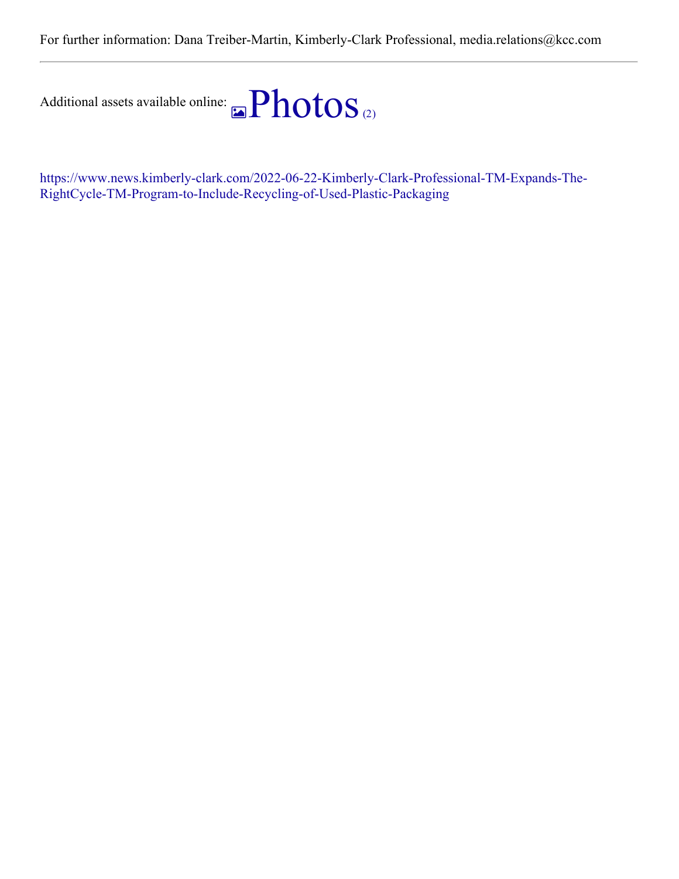For further information: Dana Treiber-Martin, Kimberly-Clark Professional, media.relations@kcc.com

---

Additional assets available online: Photos (2)

https://www.news.kimberly-clark.com/2022-06-22-Kimberly-Clark-Professional-TM-Expands-The-RightCycle-TM-Program-to-Include-Recycling-of-Used-Plastic-Packaging